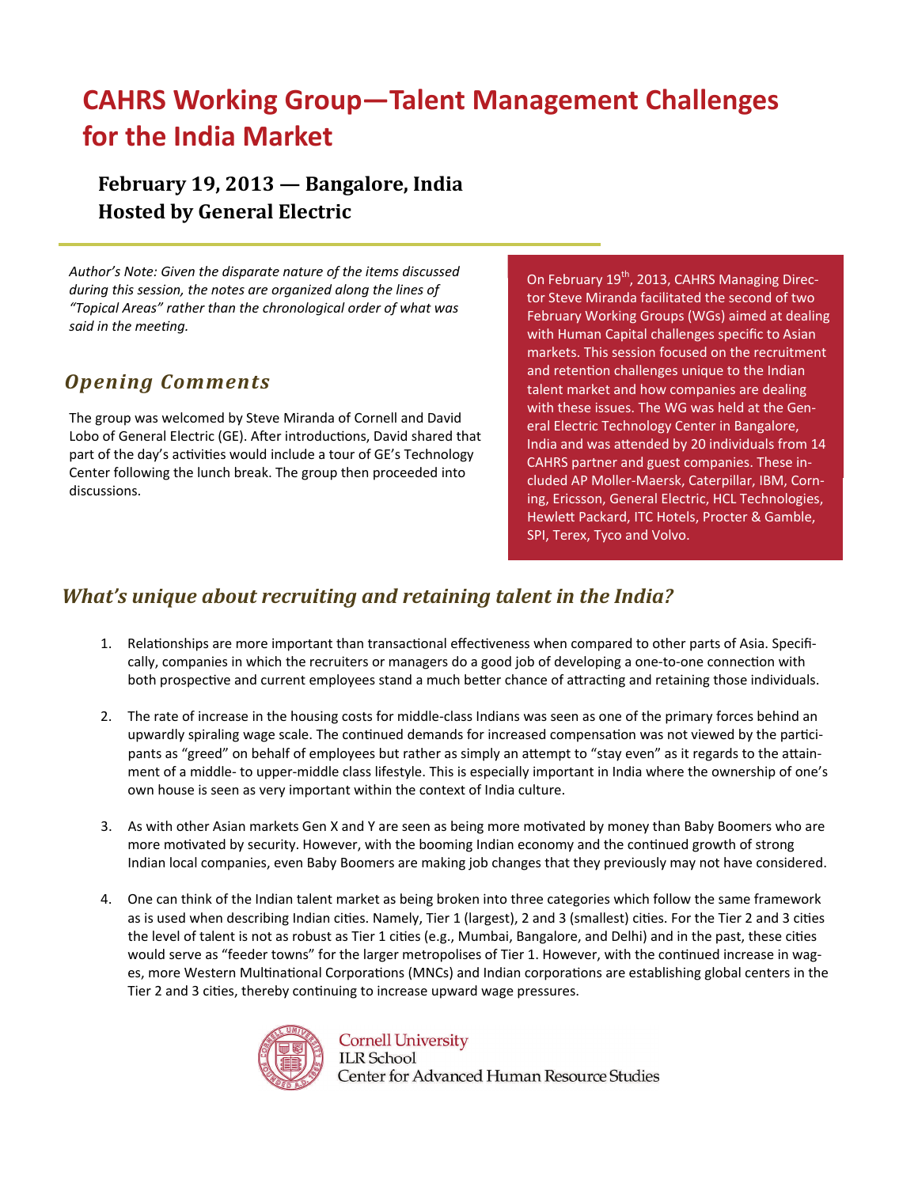# CAHRS Working Group—Talent Management Challenges for the India Market

### February 19, 2013 — Bangalore, India
### Hosted by General Electric

*Author's Note: Given the disparate nature of the items discussed during this session, the notes are organized along the lines of "Topical Areas" rather than the chronological order of what was said in the meeting.*

On February 19th, 2013, CAHRS Managing Director Steve Miranda facilitated the second of two February Working Groups (WGs) aimed at dealing with Human Capital challenges specific to Asian markets. This session focused on the recruitment and retention challenges unique to the Indian talent market and how companies are dealing with these issues. The WG was held at the General Electric Technology Center in Bangalore, India and was attended by 20 individuals from 14 CAHRS partner and guest companies. These included AP Moller-Maersk, Caterpillar, IBM, Corning, Ericsson, General Electric, HCL Technologies, Hewlett Packard, ITC Hotels, Procter & Gamble, SPI, Terex, Tyco and Volvo.

## *Opening Comments*

The group was welcomed by Steve Miranda of Cornell and David Lobo of General Electric (GE). After introductions, David shared that part of the day's activities would include a tour of GE's Technology Center following the lunch break. The group then proceeded into discussions.

## *What's unique about recruiting and retaining talent in the India?*

1. Relationships are more important than transactional effectiveness when compared to other parts of Asia. Specifically, companies in which the recruiters or managers do a good job of developing a one-to-one connection with both prospective and current employees stand a much better chance of attracting and retaining those individuals.

2. The rate of increase in the housing costs for middle-class Indians was seen as one of the primary forces behind an upwardly spiraling wage scale. The continued demands for increased compensation was not viewed by the participants as "greed" on behalf of employees but rather as simply an attempt to "stay even" as it regards to the attainment of a middle- to upper-middle class lifestyle. This is especially important in India where the ownership of one's own house is seen as very important within the context of India culture.

3. As with other Asian markets Gen X and Y are seen as being more motivated by money than Baby Boomers who are more motivated by security. However, with the booming Indian economy and the continued growth of strong Indian local companies, even Baby Boomers are making job changes that they previously may not have considered.

4. One can think of the Indian talent market as being broken into three categories which follow the same framework as is used when describing Indian cities. Namely, Tier 1 (largest), 2 and 3 (smallest) cities. For the Tier 2 and 3 cities the level of talent is not as robust as Tier 1 cities (e.g., Mumbai, Bangalore, and Delhi) and in the past, these cities would serve as "feeder towns" for the larger metropolises of Tier 1. However, with the continued increase in wages, more Western Multinational Corporations (MNCs) and Indian corporations are establishing global centers in the Tier 2 and 3 cities, thereby continuing to increase upward wage pressures.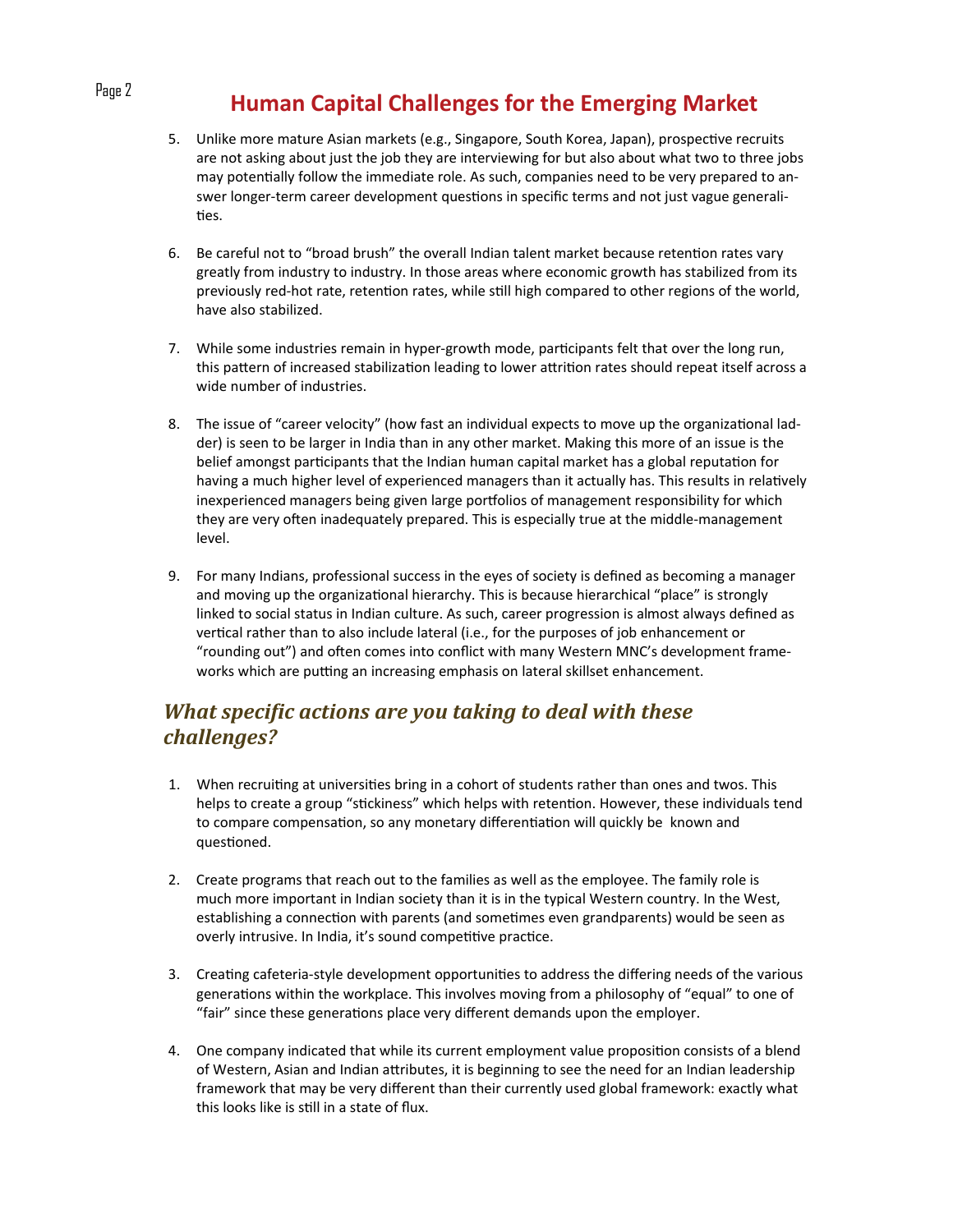# Human Capital Challenges for the Emerging Market

5. Unlike more mature Asian markets (e.g., Singapore, South Korea, Japan), prospective recruits are not asking about just the job they are interviewing for but also about what two to three jobs may potentially follow the immediate role. As such, companies need to be very prepared to answer longer-term career development questions in specific terms and not just vague generalities.

6. Be careful not to "broad brush" the overall Indian talent market because retention rates vary greatly from industry to industry. In those areas where economic growth has stabilized from its previously red-hot rate, retention rates, while still high compared to other regions of the world, have also stabilized.

7. While some industries remain in hyper-growth mode, participants felt that over the long run, this pattern of increased stabilization leading to lower attrition rates should repeat itself across a wide number of industries.

8. The issue of "career velocity" (how fast an individual expects to move up the organizational ladder) is seen to be larger in India than in any other market. Making this more of an issue is the belief amongst participants that the Indian human capital market has a global reputation for having a much higher level of experienced managers than it actually has. This results in relatively inexperienced managers being given large portfolios of management responsibility for which they are very often inadequately prepared. This is especially true at the middle-management level.

9. For many Indians, professional success in the eyes of society is defined as becoming a manager and moving up the organizational hierarchy. This is because hierarchical "place" is strongly linked to social status in Indian culture. As such, career progression is almost always defined as vertical rather than to also include lateral (i.e., for the purposes of job enhancement or "rounding out") and often comes into conflict with many Western MNC's development frameworks which are putting an increasing emphasis on lateral skillset enhancement.

## *What specific actions are you taking to deal with these challenges?*

1. When recruiting at universities bring in a cohort of students rather than ones and twos. This helps to create a group "stickiness" which helps with retention. However, these individuals tend to compare compensation, so any monetary differentiation will quickly be known and questioned.

2. Create programs that reach out to the families as well as the employee. The family role is much more important in Indian society than it is in the typical Western country. In the West, establishing a connection with parents (and sometimes even grandparents) would be seen as overly intrusive. In India, it's sound competitive practice.

3. Creating cafeteria-style development opportunities to address the differing needs of the various generations within the workplace. This involves moving from a philosophy of "equal" to one of "fair" since these generations place very different demands upon the employer.

4. One company indicated that while its current employment value proposition consists of a blend of Western, Asian and Indian attributes, it is beginning to see the need for an Indian leadership framework that may be very different than their currently used global framework: exactly what this looks like is still in a state of flux.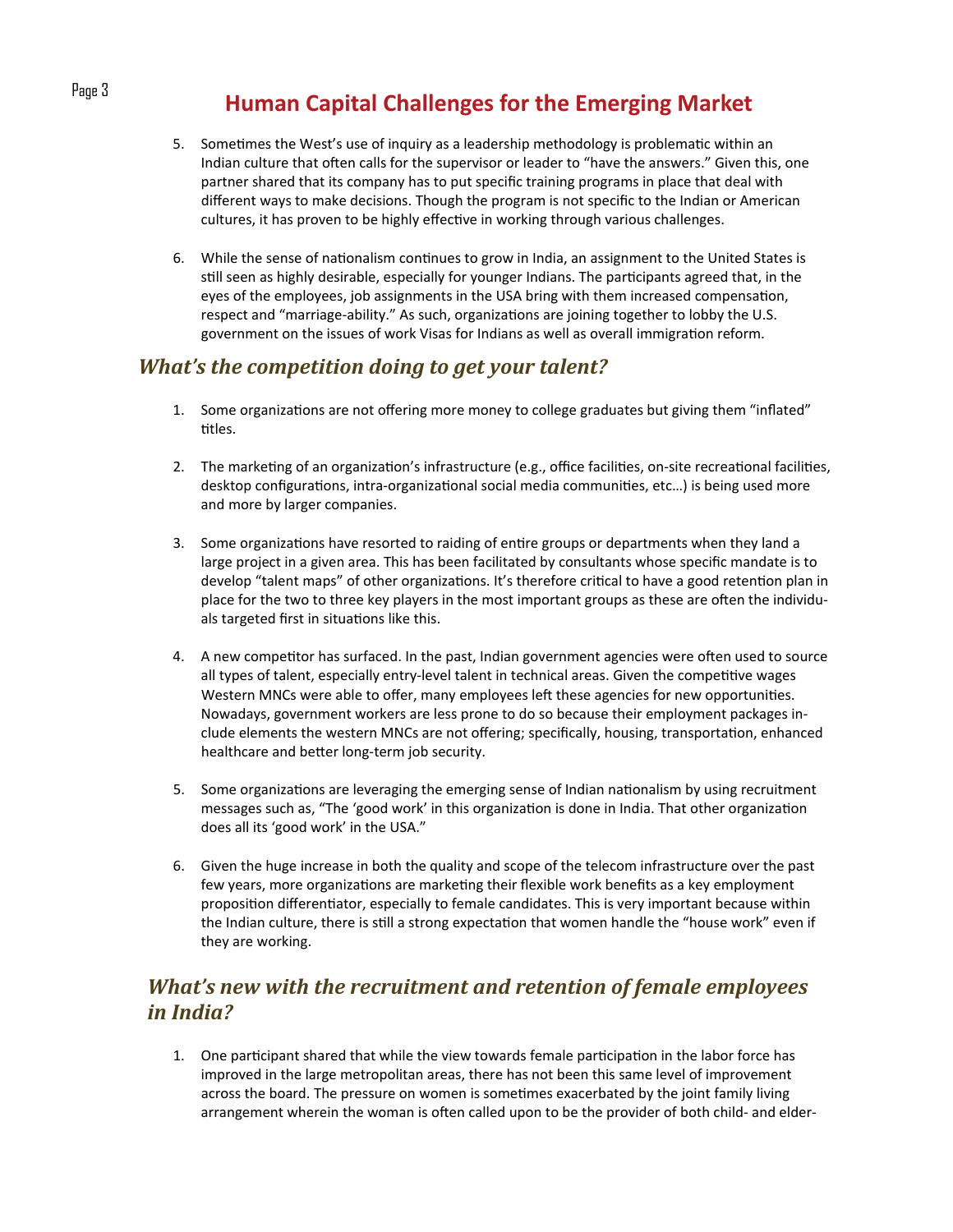# Human Capital Challenges for the Emerging Market

5. Sometimes the West's use of inquiry as a leadership methodology is problematic within an Indian culture that often calls for the supervisor or leader to "have the answers." Given this, one partner shared that its company has to put specific training programs in place that deal with different ways to make decisions. Though the program is not specific to the Indian or American cultures, it has proven to be highly effective in working through various challenges.

6. While the sense of nationalism continues to grow in India, an assignment to the United States is still seen as highly desirable, especially for younger Indians. The participants agreed that, in the eyes of the employees, job assignments in the USA bring with them increased compensation, respect and "marriage-ability." As such, organizations are joining together to lobby the U.S. government on the issues of work Visas for Indians as well as overall immigration reform.

## *What's the competition doing to get your talent?*

1. Some organizations are not offering more money to college graduates but giving them "inflated" titles.

2. The marketing of an organization's infrastructure (e.g., office facilities, on-site recreational facilities, desktop configurations, intra-organizational social media communities, etc…) is being used more and more by larger companies.

3. Some organizations have resorted to raiding of entire groups or departments when they land a large project in a given area. This has been facilitated by consultants whose specific mandate is to develop "talent maps" of other organizations. It's therefore critical to have a good retention plan in place for the two to three key players in the most important groups as these are often the individuals targeted first in situations like this.

4. A new competitor has surfaced. In the past, Indian government agencies were often used to source all types of talent, especially entry-level talent in technical areas. Given the competitive wages Western MNCs were able to offer, many employees left these agencies for new opportunities. Nowadays, government workers are less prone to do so because their employment packages include elements the western MNCs are not offering; specifically, housing, transportation, enhanced healthcare and better long-term job security.

5. Some organizations are leveraging the emerging sense of Indian nationalism by using recruitment messages such as, "The 'good work' in this organization is done in India. That other organization does all its 'good work' in the USA."

6. Given the huge increase in both the quality and scope of the telecom infrastructure over the past few years, more organizations are marketing their flexible work benefits as a key employment proposition differentiator, especially to female candidates. This is very important because within the Indian culture, there is still a strong expectation that women handle the "house work" even if they are working.

## *What's new with the recruitment and retention of female employees in India?*

1. One participant shared that while the view towards female participation in the labor force has improved in the large metropolitan areas, there has not been this same level of improvement across the board. The pressure on women is sometimes exacerbated by the joint family living arrangement wherein the woman is often called upon to be the provider of both child- and elder-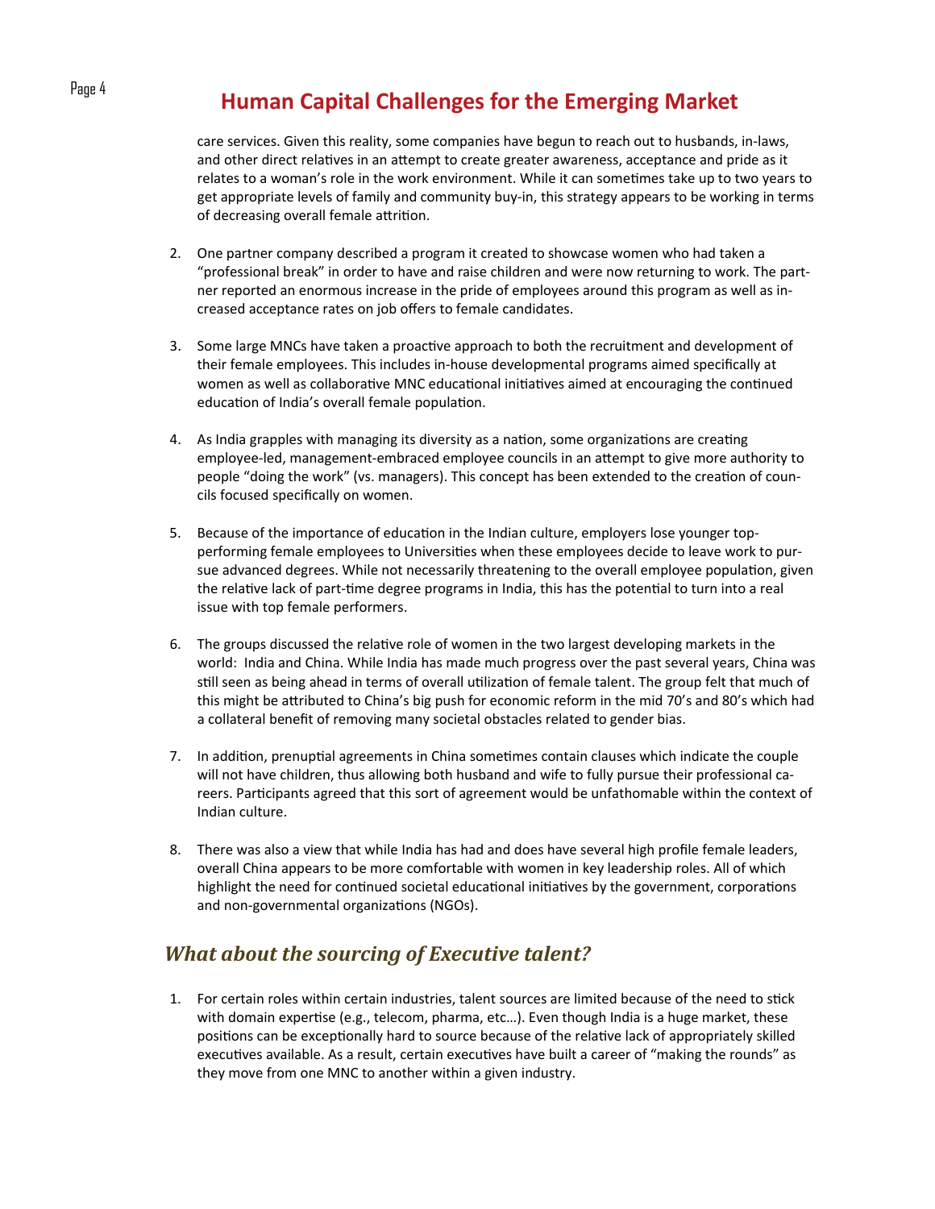care services. Given this reality, some companies have begun to reach out to husbands, in-laws, and other direct relatives in an attempt to create greater awareness, acceptance and pride as it relates to a woman's role in the work environment. While it can sometimes take up to two years to get appropriate levels of family and community buy-in, this strategy appears to be working in terms of decreasing overall female attrition.

2. One partner company described a program it created to showcase women who had taken a "professional break" in order to have and raise children and were now returning to work. The partner reported an enormous increase in the pride of employees around this program as well as increased acceptance rates on job offers to female candidates.

3. Some large MNCs have taken a proactive approach to both the recruitment and development of their female employees. This includes in-house developmental programs aimed specifically at women as well as collaborative MNC educational initiatives aimed at encouraging the continued education of India's overall female population.

4. As India grapples with managing its diversity as a nation, some organizations are creating employee-led, management-embraced employee councils in an attempt to give more authority to people "doing the work" (vs. managers). This concept has been extended to the creation of councils focused specifically on women.

5. Because of the importance of education in the Indian culture, employers lose younger top-performing female employees to Universities when these employees decide to leave work to pursue advanced degrees. While not necessarily threatening to the overall employee population, given the relative lack of part-time degree programs in India, this has the potential to turn into a real issue with top female performers.

6. The groups discussed the relative role of women in the two largest developing markets in the world: India and China. While India has made much progress over the past several years, China was still seen as being ahead in terms of overall utilization of female talent. The group felt that much of this might be attributed to China's big push for economic reform in the mid 70's and 80's which had a collateral benefit of removing many societal obstacles related to gender bias.

7. In addition, prenuptial agreements in China sometimes contain clauses which indicate the couple will not have children, thus allowing both husband and wife to fully pursue their professional careers. Participants agreed that this sort of agreement would be unfathomable within the context of Indian culture.

8. There was also a view that while India has had and does have several high profile female leaders, overall China appears to be more comfortable with women in key leadership roles. All of which highlight the need for continued societal educational initiatives by the government, corporations and non-governmental organizations (NGOs).

## *What about the sourcing of Executive talent?*

1. For certain roles within certain industries, talent sources are limited because of the need to stick with domain expertise (e.g., telecom, pharma, etc…). Even though India is a huge market, these positions can be exceptionally hard to source because of the relative lack of appropriately skilled executives available. As a result, certain executives have built a career of "making the rounds" as they move from one MNC to another within a given industry.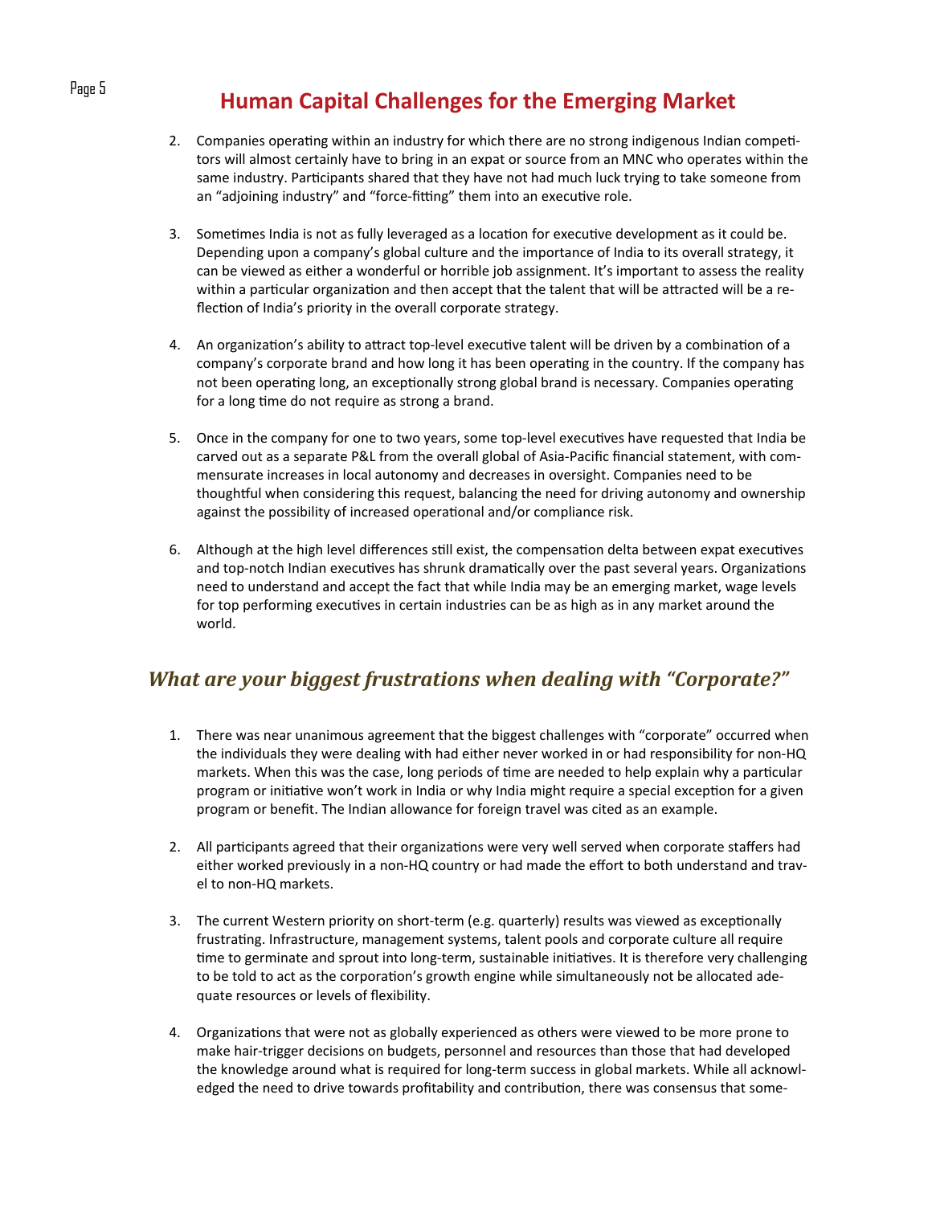## Human Capital Challenges for the Emerging Market

2. Companies operating within an industry for which there are no strong indigenous Indian competitors will almost certainly have to bring in an expat or source from an MNC who operates within the same industry. Participants shared that they have not had much luck trying to take someone from an "adjoining industry" and "force-fitting" them into an executive role.

3. Sometimes India is not as fully leveraged as a location for executive development as it could be. Depending upon a company's global culture and the importance of India to its overall strategy, it can be viewed as either a wonderful or horrible job assignment. It's important to assess the reality within a particular organization and then accept that the talent that will be attracted will be a reflection of India's priority in the overall corporate strategy.

4. An organization's ability to attract top-level executive talent will be driven by a combination of a company's corporate brand and how long it has been operating in the country. If the company has not been operating long, an exceptionally strong global brand is necessary. Companies operating for a long time do not require as strong a brand.

5. Once in the company for one to two years, some top-level executives have requested that India be carved out as a separate P&L from the overall global of Asia-Pacific financial statement, with commensurate increases in local autonomy and decreases in oversight. Companies need to be thoughtful when considering this request, balancing the need for driving autonomy and ownership against the possibility of increased operational and/or compliance risk.

6. Although at the high level differences still exist, the compensation delta between expat executives and top-notch Indian executives has shrunk dramatically over the past several years. Organizations need to understand and accept the fact that while India may be an emerging market, wage levels for top performing executives in certain industries can be as high as in any market around the world.

### *What are your biggest frustrations when dealing with "Corporate?"*

1. There was near unanimous agreement that the biggest challenges with "corporate" occurred when the individuals they were dealing with had either never worked in or had responsibility for non-HQ markets. When this was the case, long periods of time are needed to help explain why a particular program or initiative won't work in India or why India might require a special exception for a given program or benefit. The Indian allowance for foreign travel was cited as an example.

2. All participants agreed that their organizations were very well served when corporate staffers had either worked previously in a non-HQ country or had made the effort to both understand and travel to non-HQ markets.

3. The current Western priority on short-term (e.g. quarterly) results was viewed as exceptionally frustrating. Infrastructure, management systems, talent pools and corporate culture all require time to germinate and sprout into long-term, sustainable initiatives. It is therefore very challenging to be told to act as the corporation's growth engine while simultaneously not be allocated adequate resources or levels of flexibility.

4. Organizations that were not as globally experienced as others were viewed to be more prone to make hair-trigger decisions on budgets, personnel and resources than those that had developed the knowledge around what is required for long-term success in global markets. While all acknowledged the need to drive towards profitability and contribution, there was consensus that some-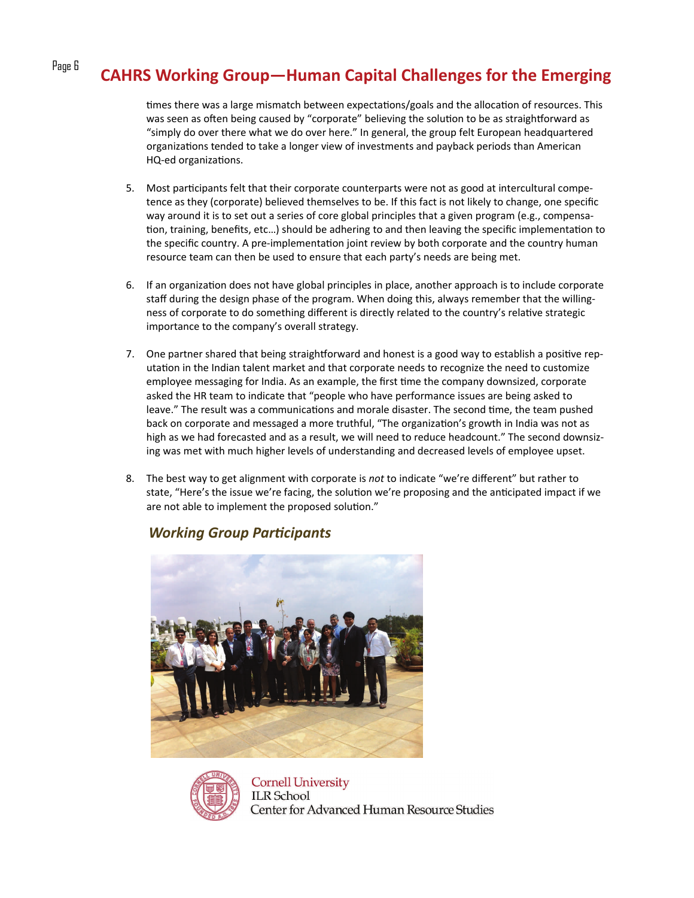times there was a large mismatch between expectations/goals and the allocation of resources. This was seen as often being caused by "corporate" believing the solution to be as straightforward as "simply do over there what we do over here." In general, the group felt European headquartered organizations tended to take a longer view of investments and payback periods than American HQ-ed organizations.

5. Most participants felt that their corporate counterparts were not as good at intercultural competence as they (corporate) believed themselves to be. If this fact is not likely to change, one specific way around it is to set out a series of core global principles that a given program (e.g., compensation, training, benefits, etc…) should be adhering to and then leaving the specific implementation to the specific country. A pre-implementation joint review by both corporate and the country human resource team can then be used to ensure that each party's needs are being met.

6. If an organization does not have global principles in place, another approach is to include corporate staff during the design phase of the program. When doing this, always remember that the willingness of corporate to do something different is directly related to the country's relative strategic importance to the company's overall strategy.

7. One partner shared that being straightforward and honest is a good way to establish a positive reputation in the Indian talent market and that corporate needs to recognize the need to customize employee messaging for India. As an example, the first time the company downsized, corporate asked the HR team to indicate that "people who have performance issues are being asked to leave." The result was a communications and morale disaster. The second time, the team pushed back on corporate and messaged a more truthful, "The organization's growth in India was not as high as we had forecasted and as a result, we will need to reduce headcount." The second downsizing was met with much higher levels of understanding and decreased levels of employee upset.

8. The best way to get alignment with corporate is *not* to indicate "we're different" but rather to state, "Here's the issue we're facing, the solution we're proposing and the anticipated impact if we are not able to implement the proposed solution."

## *Working Group Participants*

Cornell University
ILR School
Center for Advanced Human Resource Studies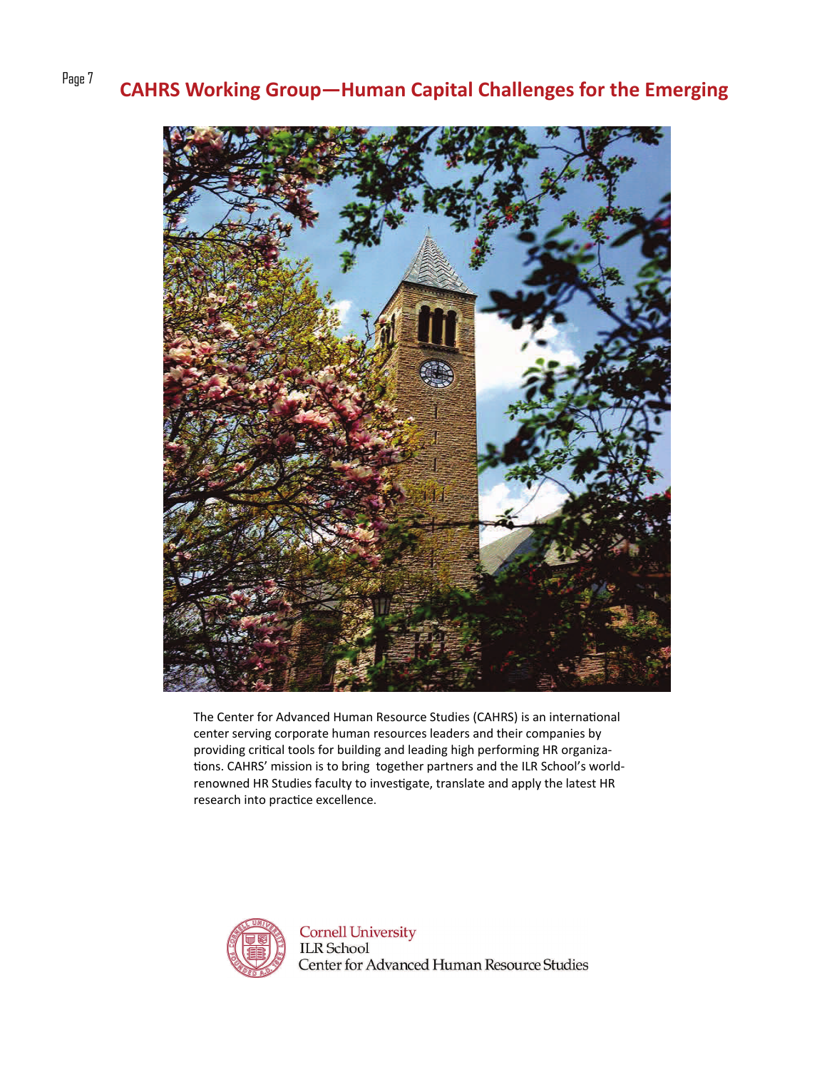The Center for Advanced Human Resource Studies (CAHRS) is an international center serving corporate human resources leaders and their companies by providing critical tools for building and leading high performing HR organizations. CAHRS' mission is to bring together partners and the ILR School's world-renowned HR Studies faculty to investigate, translate and apply the latest HR research into practice excellence.

Cornell University
ILR School
Center for Advanced Human Resource Studies